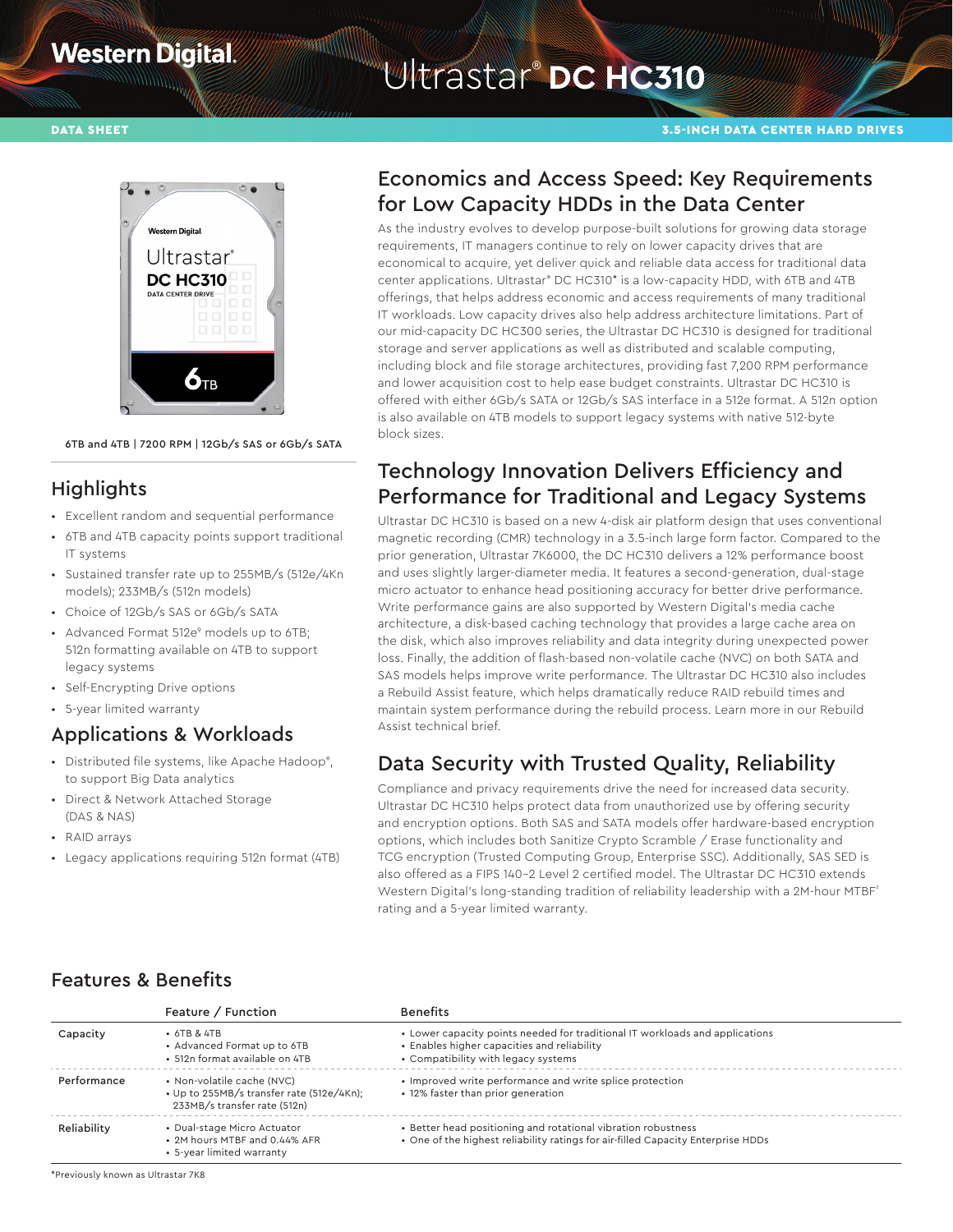Western Digital.

# Ultrastar® DC HC310

DATA SHEET

3.5-INCH DATA CENTER HARD DRIVES

6TB and 4TB | 7200 RPM | 12Gb/s SAS or 6Gb/s SATA

## Highlights

- Excellent random and sequential performance
- 6TB and 4TB capacity points support traditional IT systems
- Sustained transfer rate up to 255MB/s (512e/4Kn models); 233MB/s (512n models)
- Choice of 12Gb/s SAS or 6Gb/s SATA
- Advanced Format 512e[9] models up to 6TB; 512n formatting available on 4TB to support legacy systems
- Self-Encrypting Drive options
- 5-year limited warranty

## Applications & Workloads

- Distributed file systems, like Apache Hadoop®, to support Big Data analytics
- Direct & Network Attached Storage (DAS & NAS)
- RAID arrays
- Legacy applications requiring 512n format (4TB)

## Economics and Access Speed: Key Requirements for Low Capacity HDDs in the Data Center

As the industry evolves to develop purpose-built solutions for growing data storage requirements, IT managers continue to rely on lower capacity drives that are economical to acquire, yet deliver quick and reliable data access for traditional data center applications. Ultrastar® DC HC310* is a low-capacity HDD, with 6TB and 4TB offerings, that helps address economic and access requirements of many traditional IT workloads. Low capacity drives also help address architecture limitations. Part of our mid-capacity DC HC300 series, the Ultrastar DC HC310 is designed for traditional storage and server applications as well as distributed and scalable computing, including block and file storage architectures, providing fast 7,200 RPM performance and lower acquisition cost to help ease budget constraints. Ultrastar DC HC310 is offered with either 6Gb/s SATA or 12Gb/s SAS interface in a 512e format. A 512n option is also available on 4TB models to support legacy systems with native 512-byte block sizes.

## Technology Innovation Delivers Efficiency and Performance for Traditional and Legacy Systems

Ultrastar DC HC310 is based on a new 4-disk air platform design that uses conventional magnetic recording (CMR) technology in a 3.5-inch large form factor. Compared to the prior generation, Ultrastar 7K6000, the DC HC310 delivers a 12% performance boost and uses slightly larger-diameter media. It features a second-generation, dual-stage micro actuator to enhance head positioning accuracy for better drive performance. Write performance gains are also supported by Western Digital's media cache architecture, a disk-based caching technology that provides a large cache area on the disk, which also improves reliability and data integrity during unexpected power loss. Finally, the addition of flash-based non-volatile cache (NVC) on both SATA and SAS models helps improve write performance. The Ultrastar DC HC310 also includes a Rebuild Assist feature, which helps dramatically reduce RAID rebuild times and maintain system performance during the rebuild process. Learn more in our Rebuild Assist technical brief.

## Data Security with Trusted Quality, Reliability

Compliance and privacy requirements drive the need for increased data security. Ultrastar DC HC310 helps protect data from unauthorized use by offering security and encryption options. Both SAS and SATA models offer hardware-based encryption options, which includes both Sanitize Crypto Scramble / Erase functionality and TCG encryption (Trusted Computing Group, Enterprise SSC). Additionally, SAS SED is also offered as a FIPS 140-2 Level 2 certified model. The Ultrastar DC HC310 extends Western Digital's long-standing tradition of reliability leadership with a 2M-hour MTBF[2] rating and a 5-year limited warranty.

## Features & Benefits

| | Feature / Function | Benefits |
|---|---|---|
| Capacity | • 6TB & 4TB<br>• Advanced Format up to 6TB<br>• 512n format available on 4TB | • Lower capacity points needed for traditional IT workloads and applications<br>• Enables higher capacities and reliability<br>• Compatibility with legacy systems |
| Performance | • Non-volatile cache (NVC)<br>• Up to 255MB/s transfer rate (512e/4Kn); 233MB/s transfer rate (512n) | • Improved write performance and write splice protection<br>• 12% faster than prior generation |
| Reliability | • Dual-stage Micro Actuator<br>• 2M hours MTBF and 0.44% AFR<br>• 5-year limited warranty | • Better head positioning and rotational vibration robustness<br>• One of the highest reliability ratings for air-filled Capacity Enterprise HDDs |

*Previously known as Ultrastar 7K8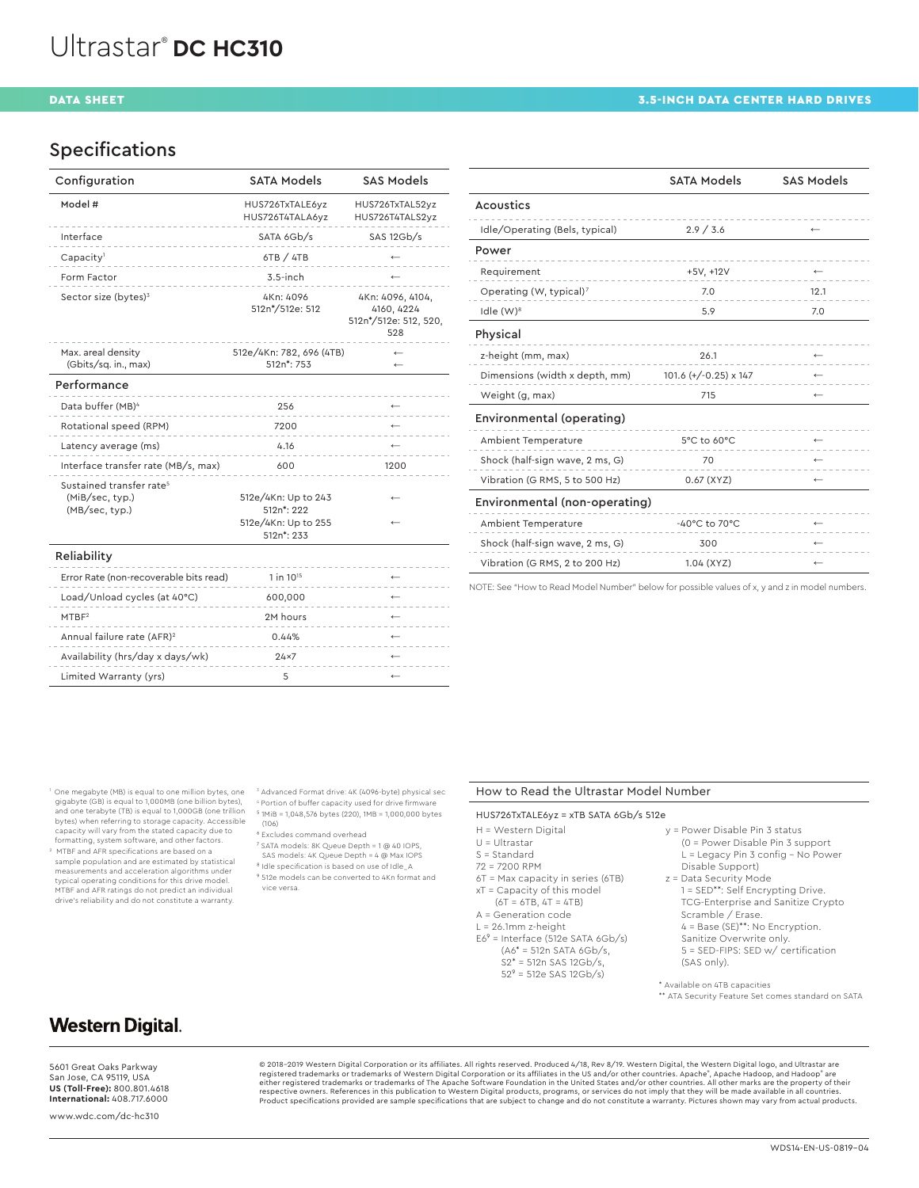# Ultrastar® DC HC310

**DATA SHEET** — **3.5-INCH DATA CENTER HARD DRIVES**

## Specifications

| Configuration | SATA Models | SAS Models |
|---|---|---|
| Model # | HUS726TxTALE6yz HUS726T4TALA6yz | HUS726TxTAL52yz HUS726T4TALS2yz |
| Interface | SATA 6Gb/s | SAS 12Gb/s |
| Capacity[1] | 6TB / 4TB | ← |
| Form Factor | 3.5-inch | ← |
| Sector size (bytes)[3] | 4Kn: 4096 512n*/512e: 512 | 4Kn: 4096, 4104, 4160, 4224 512n*/512e: 512, 520, 528 |
| Max. areal density (Gbits/sq. in., max) | 512e/4Kn: 782, 696 (4TB) 512n*: 753 | ← ← |
| **Performance** | | |
| Data buffer (MB)[4] | 256 | ← |
| Rotational speed (RPM) | 7200 | ← |
| Latency average (ms) | 4.16 | ← |
| Interface transfer rate (MB/s, max) | 600 | 1200 |
| Sustained transfer rate[5] (MiB/sec, typ.) (MB/sec, typ.) | 512e/4Kn: Up to 243 512n*: 222 512e/4Kn: Up to 255 512n*: 233 | ← ← |
| **Reliability** | | |
| Error Rate (non-recoverable bits read) | 1 in $10^{15}$ | ← |
| Load/Unload cycles (at 40°C) | 600,000 | ← |
| MTBF[2] | 2M hours | ← |
| Annual failure rate (AFR)[2] | 0.44% | ← |
| Availability (hrs/day x days/wk) | 24×7 | ← |
| Limited Warranty (yrs) | 5 | ← |

| | SATA Models | SAS Models |
|---|---|---|
| **Acoustics** | | |
| Idle/Operating (Bels, typical) | 2.9 / 3.6 | ← |
| **Power** | | |
| Requirement | +5V, +12V | ← |
| Operating (W, typical)[7] | 7.0 | 12.1 |
| Idle (W)[8] | 5.9 | 7.0 |
| **Physical** | | |
| z-height (mm, max) | 26.1 | ← |
| Dimensions (width x depth, mm) | 101.6 (+/-0.25) x 147 | ← |
| Weight (g, max) | 715 | ← |
| **Environmental (operating)** | | |
| Ambient Temperature | 5°C to 60°C | ← |
| Shock (half-sign wave, 2 ms, G) | 70 | ← |
| Vibration (G RMS, 5 to 500 Hz) | 0.67 (XYZ) | ← |
| **Environmental (non-operating)** | | |
| Ambient Temperature | -40°C to 70°C | ← |
| Shock (half-sign wave, 2 ms, G) | 300 | ← |
| Vibration (G RMS, 2 to 200 Hz) | 1.04 (XYZ) | ← |

NOTE: See "How to Read Model Number" below for possible values of x, y and z in model numbers.

[1] One megabyte (MB) is equal to one million bytes, one gigabyte (GB) is equal to 1,000MB (one billion bytes), and one terabyte (TB) is equal to 1,000GB (one trillion bytes) when referring to storage capacity. Accessible capacity will vary from the stated capacity due to formatting, system software, and other factors.

[2] MTBF and AFR specifications are based on a sample population and are estimated by statistical measurements and acceleration algorithms under typical operating conditions for this drive model. MTBF and AFR ratings do not predict an individual drive's reliability and do not constitute a warranty.

[3] Advanced Format drive: 4K (4096-byte) physical sec

[4] Portion of buffer capacity used for drive firmware

[5] 1MiB = 1,048,576 bytes (220), 1MB = 1,000,000 bytes (106)

[6] Excludes command overhead

[7] SATA models: 8K Queue Depth = 1 @ 40 IOPS, SAS models: 4K Queue Depth = 4 @ Max IOPS

[8] Idle specification is based on use of Idle_A

[9] 512e models can be converted to 4Kn format and vice versa.

### How to Read the Ultrastar Model Number

HUS726TxTALE6yz = xTB SATA 6Gb/s 512e

- H = Western Digital
- U = Ultrastar
- S = Standard
- 72 = 7200 RPM
- 6T = Max capacity in series (6TB)
- xT = Capacity of this model (6T = 6TB, 4T = 4TB)
- A = Generation code
- L = 26.1mm z-height
- E6[9] = Interface (512e SATA 6Gb/s) (A6* = 512n SATA 6Gb/s, S2* = 512n SAS 12Gb/s, 52[9] = 512e SAS 12Gb/s)
- y = Power Disable Pin 3 status (0 = Power Disable Pin 3 support L = Legacy Pin 3 config – No Power Disable Support)
- z = Data Security Mode
  - 1 = SED**: Self Encrypting Drive. TCG-Enterprise and Sanitize Crypto Scramble / Erase.
  - 4 = Base (SE)**: No Encryption. Sanitize Overwrite only.
  - 5 = SED-FIPS: SED w/ certification (SAS only).

\* Available on 4TB capacities

\*\* ATA Security Feature Set comes standard on SATA

**Western Digital.**

5601 Great Oaks Parkway
San Jose, CA 95119, USA
**US (Toll-Free):** 800.801.4618
**International:** 408.717.6000

www.wdc.com/dc-hc310

© 2018–2019 Western Digital Corporation or its affiliates. All rights reserved. Produced 4/18, Rev 8/19. Western Digital, the Western Digital logo, and Ultrastar are registered trademarks or trademarks of Western Digital Corporation or its affiliates in the US and/or other countries. Apache®, Apache Hadoop, and Hadoop® are either registered trademarks or trademarks of The Apache Software Foundation in the United States and/or other countries. All other marks are the property of their respective owners. References in this publication to Western Digital products, programs, or services do not imply that they will be made available in all countries. Product specifications provided are sample specifications that are subject to change and do not constitute a warranty. Pictures shown may vary from actual products.

WDS14-EN-US-0819-04